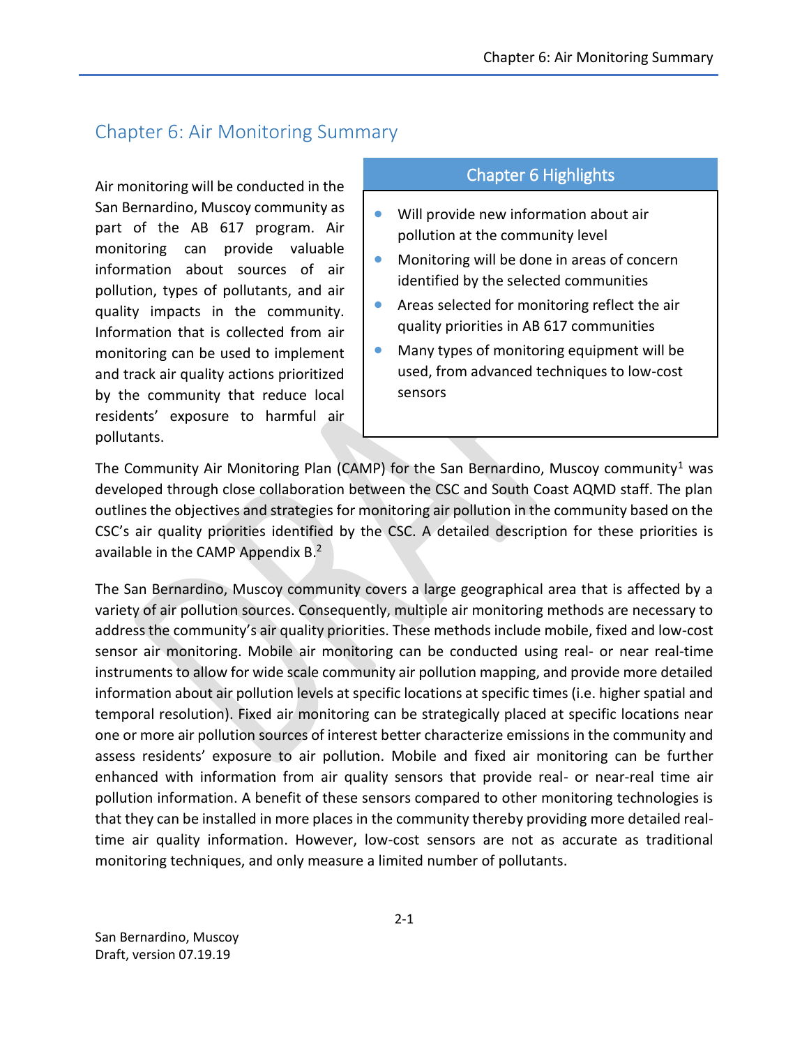# Chapter 6: Air Monitoring Summary

Air monitoring will be conducted in the San Bernardino, Muscoy community as part of the AB 617 program. Air monitoring can provide valuable information about sources of air pollution, types of pollutants, and air quality impacts in the community. Information that is collected from air monitoring can be used to implement and track air quality actions prioritized by the community that reduce local residents' exposure to harmful air pollutants.

> **Chapter 6 Highlights**
>
> - Will provide new information about air pollution at the community level
> - Monitoring will be done in areas of concern identified by the selected communities
> - Areas selected for monitoring reflect the air quality priorities in AB 617 communities
> - Many types of monitoring equipment will be used, from advanced techniques to low-cost sensors

The Community Air Monitoring Plan (CAMP) for the San Bernardino, Muscoy community[1] was developed through close collaboration between the CSC and South Coast AQMD staff. The plan outlines the objectives and strategies for monitoring air pollution in the community based on the CSC's air quality priorities identified by the CSC. A detailed description for these priorities is available in the CAMP Appendix B.[2]

The San Bernardino, Muscoy community covers a large geographical area that is affected by a variety of air pollution sources. Consequently, multiple air monitoring methods are necessary to address the community's air quality priorities. These methods include mobile, fixed and low-cost sensor air monitoring. Mobile air monitoring can be conducted using real- or near real-time instruments to allow for wide scale community air pollution mapping, and provide more detailed information about air pollution levels at specific locations at specific times (i.e. higher spatial and temporal resolution). Fixed air monitoring can be strategically placed at specific locations near one or more air pollution sources of interest better characterize emissions in the community and assess residents' exposure to air pollution. Mobile and fixed air monitoring can be further enhanced with information from air quality sensors that provide real- or near-real time air pollution information. A benefit of these sensors compared to other monitoring technologies is that they can be installed in more places in the community thereby providing more detailed real-time air quality information. However, low-cost sensors are not as accurate as traditional monitoring techniques, and only measure a limited number of pollutants.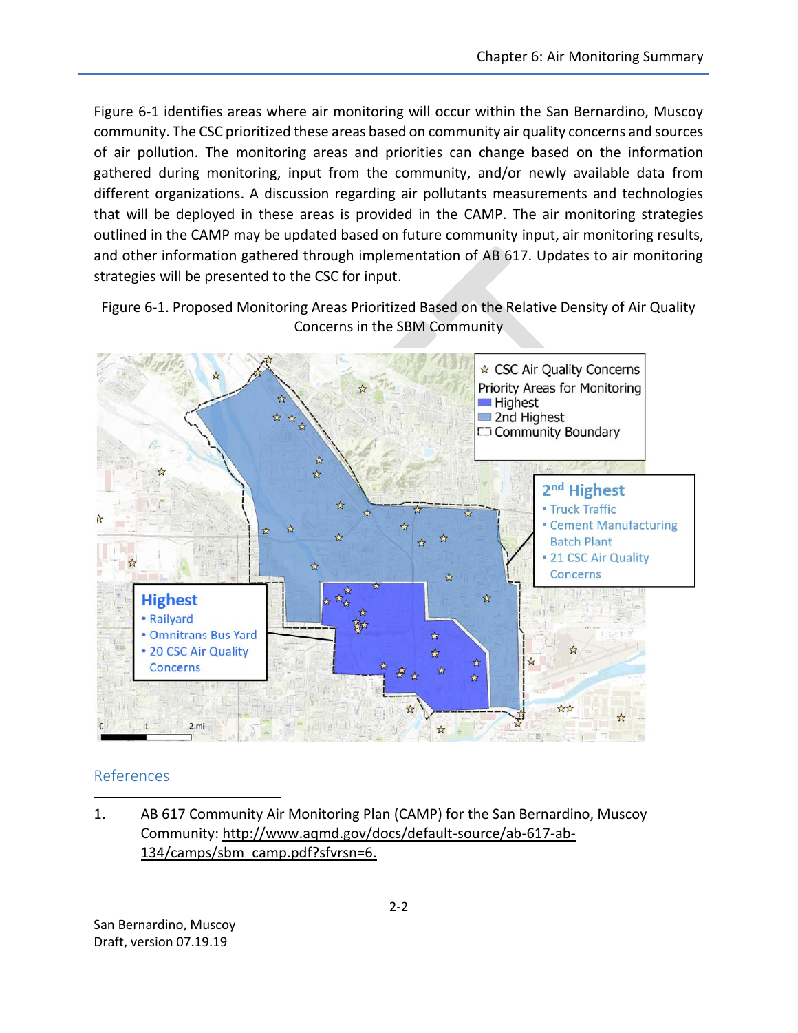Figure 6-1 identifies areas where air monitoring will occur within the San Bernardino, Muscoy community. The CSC prioritized these areas based on community air quality concerns and sources of air pollution. The monitoring areas and priorities can change based on the information gathered during monitoring, input from the community, and/or newly available data from different organizations. A discussion regarding air pollutants measurements and technologies that will be deployed in these areas is provided in the CAMP. The air monitoring strategies outlined in the CAMP may be updated based on future community input, air monitoring results, and other information gathered through implementation of AB 617. Updates to air monitoring strategies will be presented to the CSC for input.

Figure 6-1. Proposed Monitoring Areas Prioritized Based on the Relative Density of Air Quality Concerns in the SBM Community

## References

1. AB 617 Community Air Monitoring Plan (CAMP) for the San Bernardino, Muscoy Community: http://www.aqmd.gov/docs/default-source/ab-617-ab-134/camps/sbm_camp.pdf?sfvrsn=6.

San Bernardino, Muscoy
Draft, version 07.19.19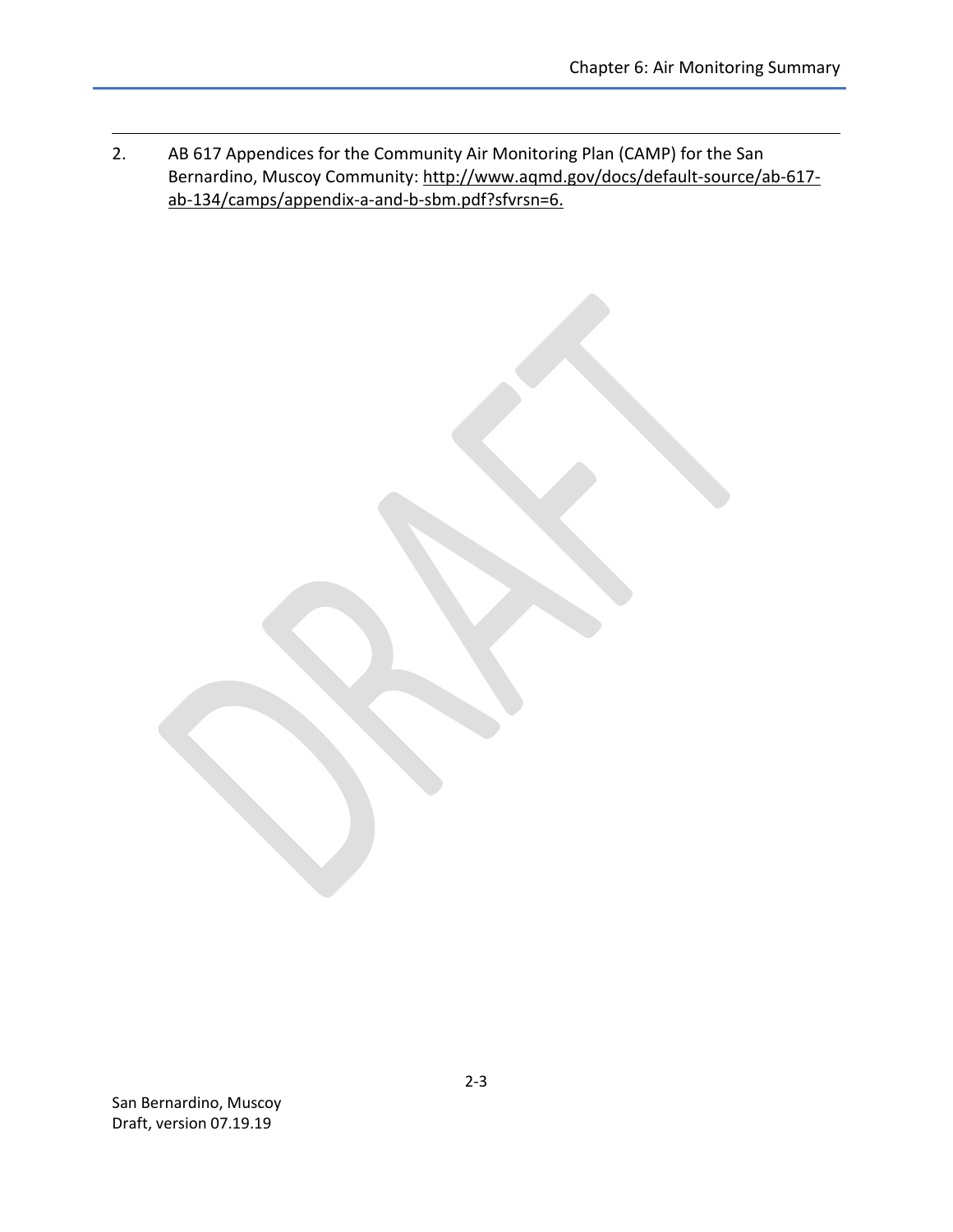2. AB 617 Appendices for the Community Air Monitoring Plan (CAMP) for the San Bernardino, Muscoy Community: http://www.aqmd.gov/docs/default-source/ab-617-ab-134/camps/appendix-a-and-b-sbm.pdf?sfvrsn=6.